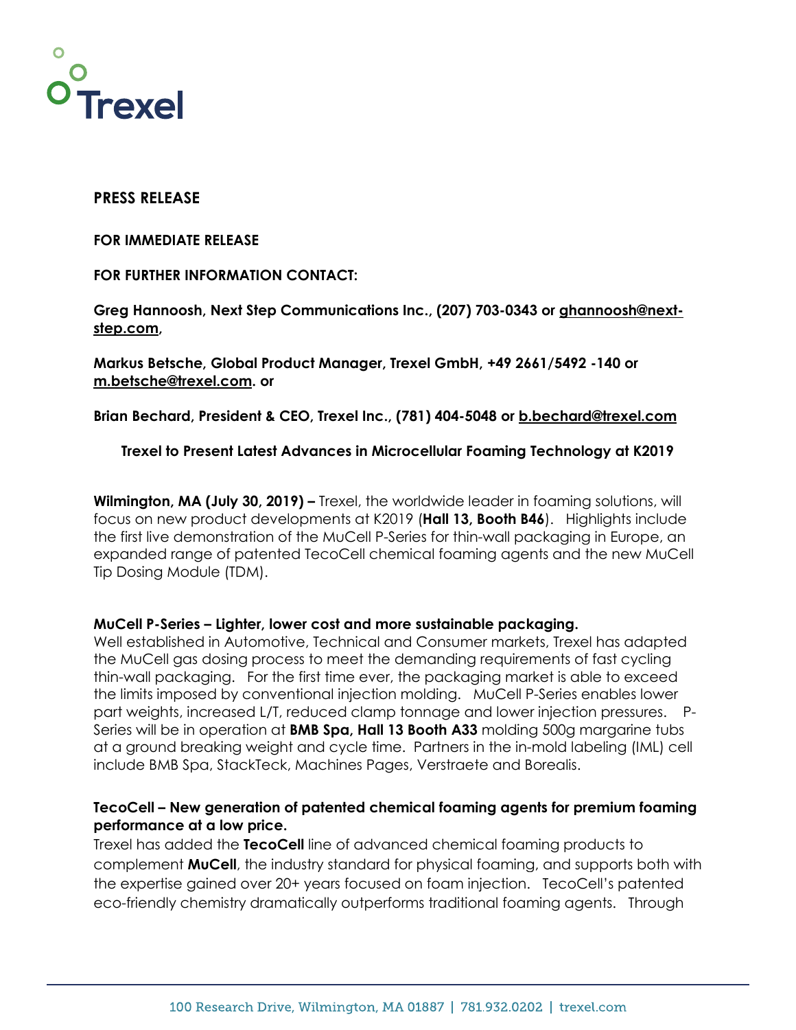Trexel

**PRESS RELEASE**

**FOR IMMEDIATE RELEASE**

**FOR FURTHER INFORMATION CONTACT:**

**Greg Hannoosh, Next Step Communications Inc., (207) 703-0343 or ghannoosh@next-step.com,**

**Markus Betsche, Global Product Manager, Trexel GmbH, +49 2661/5492 -140 or m.betsche@trexel.com. or**

**Brian Bechard, President & CEO, Trexel Inc., (781) 404-5048 or b.bechard@trexel.com**

## Trexel to Present Latest Advances in Microcellular Foaming Technology at K2019

**Wilmington, MA (July 30, 2019) –** Trexel, the worldwide leader in foaming solutions, will focus on new product developments at K2019 (**Hall 13, Booth B46**). Highlights include the first live demonstration of the MuCell P-Series for thin-wall packaging in Europe, an expanded range of patented TecoCell chemical foaming agents and the new MuCell Tip Dosing Module (TDM).

**MuCell P-Series – Lighter, lower cost and more sustainable packaging.**
Well established in Automotive, Technical and Consumer markets, Trexel has adapted the MuCell gas dosing process to meet the demanding requirements of fast cycling thin-wall packaging. For the first time ever, the packaging market is able to exceed the limits imposed by conventional injection molding. MuCell P-Series enables lower part weights, increased L/T, reduced clamp tonnage and lower injection pressures. P-Series will be in operation at **BMB Spa, Hall 13 Booth A33** molding 500g margarine tubs at a ground breaking weight and cycle time. Partners in the in-mold labeling (IML) cell include BMB Spa, StackTeck, Machines Pages, Verstraete and Borealis.

**TecoCell – New generation of patented chemical foaming agents for premium foaming performance at a low price.**
Trexel has added the **TecoCell** line of advanced chemical foaming products to complement **MuCell**, the industry standard for physical foaming, and supports both with the expertise gained over 20+ years focused on foam injection. TecoCell's patented eco-friendly chemistry dramatically outperforms traditional foaming agents. Through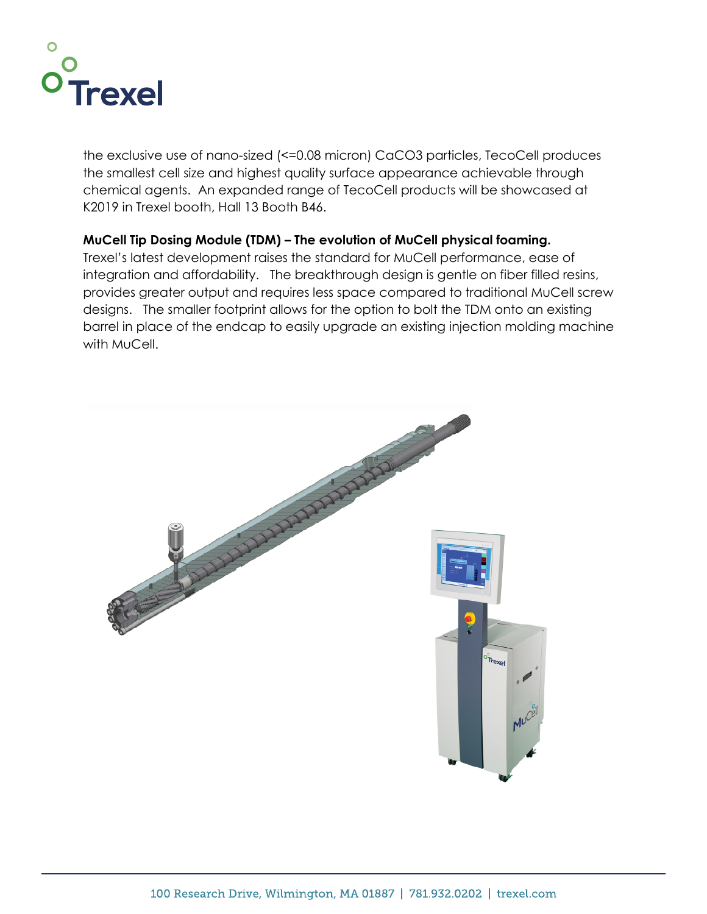the exclusive use of nano-sized (<=0.08 micron) $CaCO_3$ particles, TecoCell produces the smallest cell size and highest quality surface appearance achievable through chemical agents. An expanded range of TecoCell products will be showcased at K2019 in Trexel booth, Hall 13 Booth B46.

**MuCell Tip Dosing Module (TDM) – The evolution of MuCell physical foaming.**
Trexel's latest development raises the standard for MuCell performance, ease of integration and affordability. The breakthrough design is gentle on fiber filled resins, provides greater output and requires less space compared to traditional MuCell screw designs. The smaller footprint allows for the option to bolt the TDM onto an existing barrel in place of the endcap to easily upgrade an existing injection molding machine with MuCell.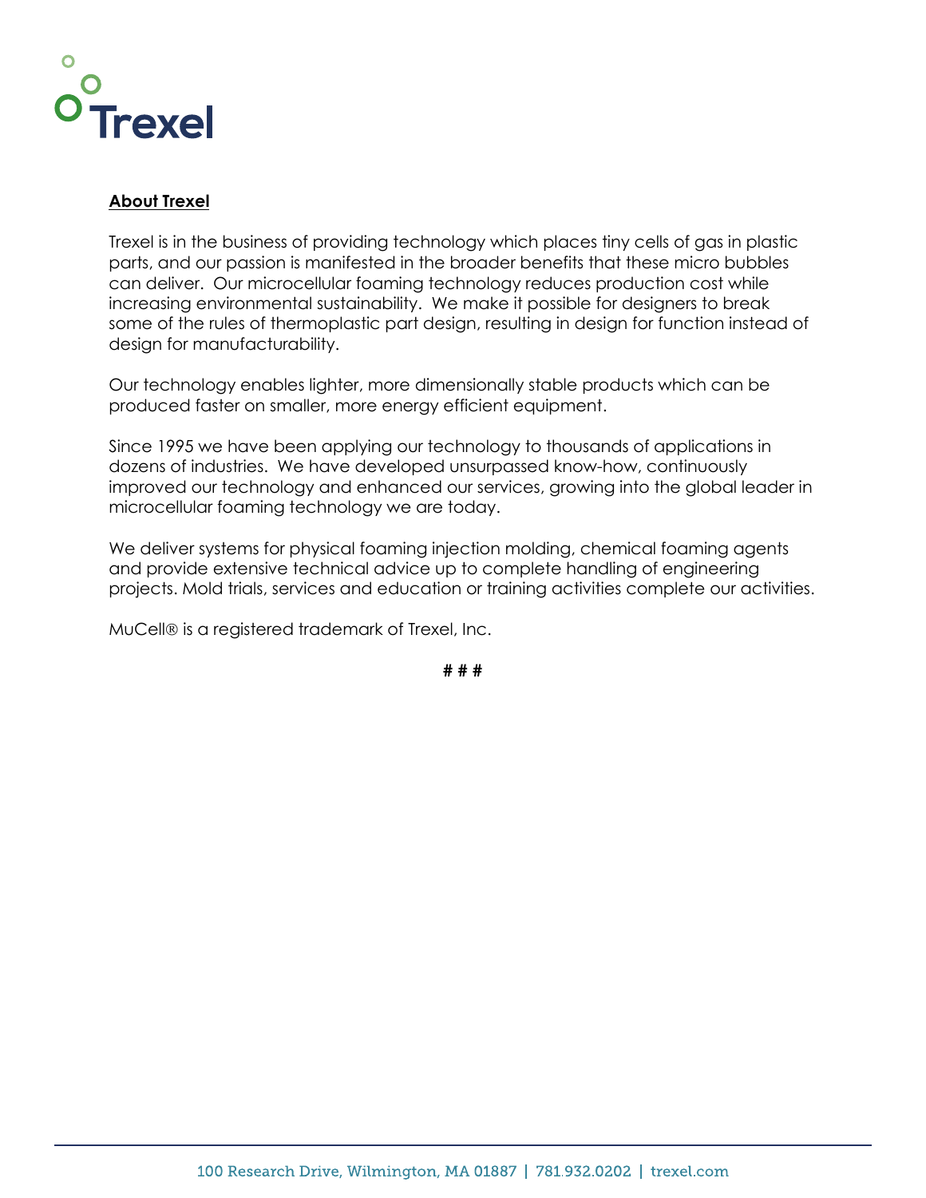**About Trexel**

Trexel is in the business of providing technology which places tiny cells of gas in plastic parts, and our passion is manifested in the broader benefits that these micro bubbles can deliver. Our microcellular foaming technology reduces production cost while increasing environmental sustainability. We make it possible for designers to break some of the rules of thermoplastic part design, resulting in design for function instead of design for manufacturability.

Our technology enables lighter, more dimensionally stable products which can be produced faster on smaller, more energy efficient equipment.

Since 1995 we have been applying our technology to thousands of applications in dozens of industries. We have developed unsurpassed know-how, continuously improved our technology and enhanced our services, growing into the global leader in microcellular foaming technology we are today.

We deliver systems for physical foaming injection molding, chemical foaming agents and provide extensive technical advice up to complete handling of engineering projects. Mold trials, services and education or training activities complete our activities.

MuCell® is a registered trademark of Trexel, Inc.

# # #